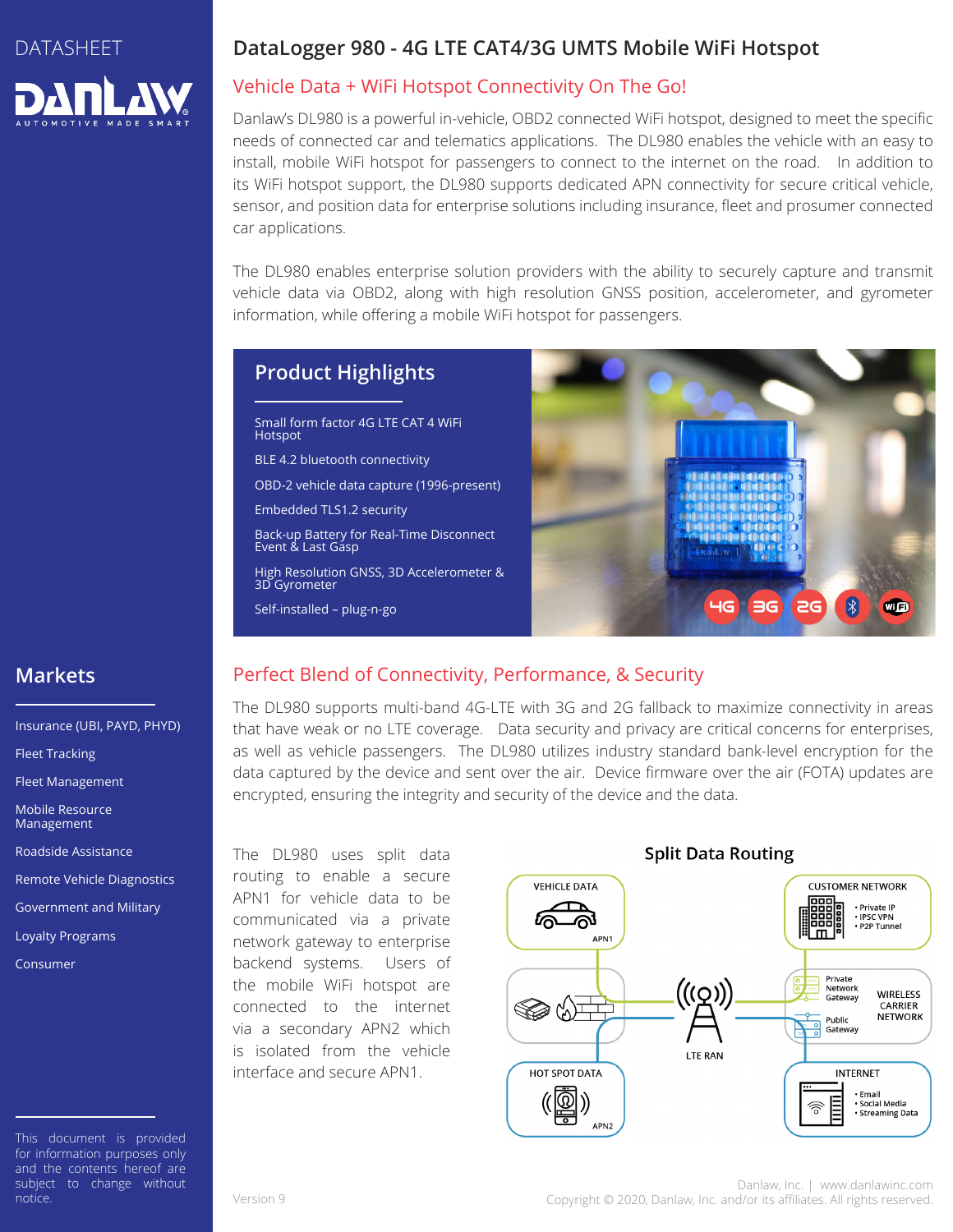DATASHEET

DANLAW
AUTOMOTIVE MADE SMART

# DataLogger 980 - 4G LTE CAT4/3G UMTS Mobile WiFi Hotspot

## Vehicle Data + WiFi Hotspot Connectivity On The Go!

Danlaw's DL980 is a powerful in-vehicle, OBD2 connected WiFi hotspot, designed to meet the specific needs of connected car and telematics applications. The DL980 enables the vehicle with an easy to install, mobile WiFi hotspot for passengers to connect to the internet on the road. In addition to its WiFi hotspot support, the DL980 supports dedicated APN connectivity for secure critical vehicle, sensor, and position data for enterprise solutions including insurance, fleet and prosumer connected car applications.

The DL980 enables enterprise solution providers with the ability to securely capture and transmit vehicle data via OBD2, along with high resolution GNSS position, accelerometer, and gyrometer information, while offering a mobile WiFi hotspot for passengers.

## Product Highlights

- Small form factor 4G LTE CAT 4 WiFi Hotspot
- BLE 4.2 bluetooth connectivity
- OBD-2 vehicle data capture (1996-present)
- Embedded TLS1.2 security
- Back-up Battery for Real-Time Disconnect Event & Last Gasp
- High Resolution GNSS, 3D Accelerometer & 3D Gyrometer
- Self-installed – plug-n-go

4G 3G 2G

## Perfect Blend of Connectivity, Performance, & Security

The DL980 supports multi-band 4G-LTE with 3G and 2G fallback to maximize connectivity in areas that have weak or no LTE coverage. Data security and privacy are critical concerns for enterprises, as well as vehicle passengers. The DL980 utilizes industry standard bank-level encryption for the data captured by the device and sent over the air. Device firmware over the air (FOTA) updates are encrypted, ensuring the integrity and security of the device and the data.

The DL980 uses split data routing to enable a secure APN1 for vehicle data to be communicated via a private network gateway to enterprise backend systems. Users of the mobile WiFi hotspot are connected to the internet via a secondary APN2 which is isolated from the vehicle interface and secure APN1.

### Split Data Routing

- VEHICLE DATA (APN1)
- HOT SPOT DATA (APN2)
- LTE RAN
- CUSTOMER NETWORK: Private IP, IPSC VPN, P2P Tunnel
- WIRELESS CARRIER NETWORK: Private Network Gateway, Public Gateway
- INTERNET: Email, Social Media, Streaming Data

## Markets

- Insurance (UBI, PAYD, PHYD)
- Fleet Tracking
- Fleet Management
- Mobile Resource Management
- Roadside Assistance
- Remote Vehicle Diagnostics
- Government and Military
- Loyalty Programs
- Consumer

This document is provided for information purposes only and the contents hereof are subject to change without notice.

Version 9

Danlaw, Inc. | www.danlawinc.com
Copyright © 2020, Danlaw, Inc. and/or its affiliates. All rights reserved.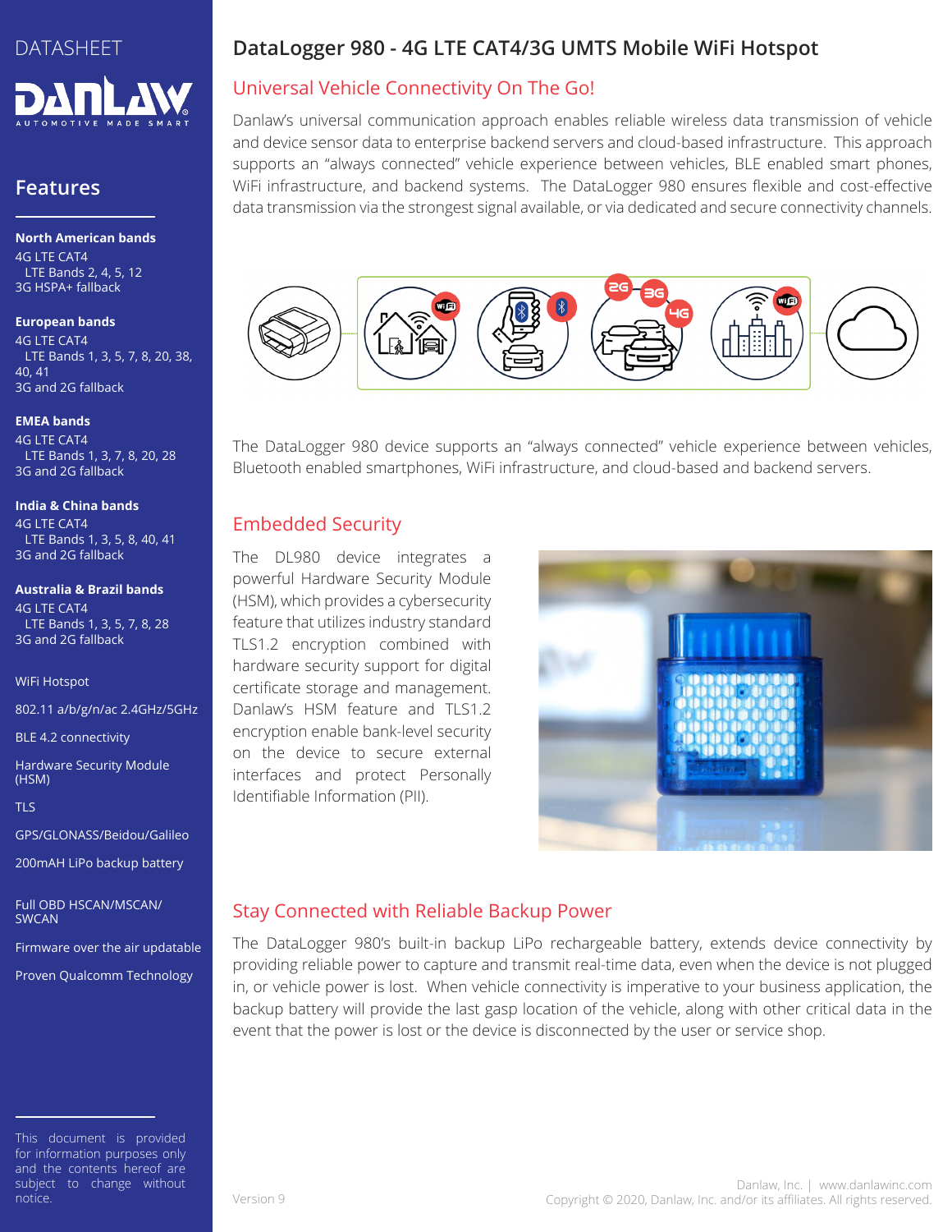DATASHEET

## Features

**North American bands**
4G LTE CAT4
LTE Bands 2, 4, 5, 12
3G HSPA+ fallback

**European bands**
4G LTE CAT4
LTE Bands 1, 3, 5, 7, 8, 20, 38, 40, 41
3G and 2G fallback

**EMEA bands**
4G LTE CAT4
LTE Bands 1, 3, 7, 8, 20, 28
3G and 2G fallback

**India & China bands**
4G LTE CAT4
LTE Bands 1, 3, 5, 8, 40, 41
3G and 2G fallback

**Australia & Brazil bands**
4G LTE CAT4
LTE Bands 1, 3, 5, 7, 8, 28
3G and 2G fallback

WiFi Hotspot

802.11 a/b/g/n/ac 2.4GHz/5GHz

BLE 4.2 connectivity

Hardware Security Module (HSM)

TLS

GPS/GLONASS/Beidou/Galileo

200mAH LiPo backup battery

Full OBD HSCAN/MSCAN/SWCAN

Firmware over the air updatable

Proven Qualcomm Technology

This document is provided for information purposes only and the contents hereof are subject to change without notice.

# DataLogger 980 - 4G LTE CAT4/3G UMTS Mobile WiFi Hotspot

## Universal Vehicle Connectivity On The Go!

Danlaw's universal communication approach enables reliable wireless data transmission of vehicle and device sensor data to enterprise backend servers and cloud-based infrastructure. This approach supports an "always connected" vehicle experience between vehicles, BLE enabled smart phones, WiFi infrastructure, and backend systems. The DataLogger 980 ensures flexible and cost-effective data transmission via the strongest signal available, or via dedicated and secure connectivity channels.

The DataLogger 980 device supports an "always connected" vehicle experience between vehicles, Bluetooth enabled smartphones, WiFi infrastructure, and cloud-based and backend servers.

## Embedded Security

The DL980 device integrates a powerful Hardware Security Module (HSM), which provides a cybersecurity feature that utilizes industry standard TLS1.2 encryption combined with hardware security support for digital certificate storage and management. Danlaw's HSM feature and TLS1.2 encryption enable bank-level security on the device to secure external interfaces and protect Personally Identifiable Information (PII).

## Stay Connected with Reliable Backup Power

The DataLogger 980's built-in backup LiPo rechargeable battery, extends device connectivity by providing reliable power to capture and transmit real-time data, even when the device is not plugged in, or vehicle power is lost. When vehicle connectivity is imperative to your business application, the backup battery will provide the last gasp location of the vehicle, along with other critical data in the event that the power is lost or the device is disconnected by the user or service shop.

Version 9

Danlaw, Inc. | www.danlawinc.com
Copyright © 2020, Danlaw, Inc. and/or its affiliates. All rights reserved.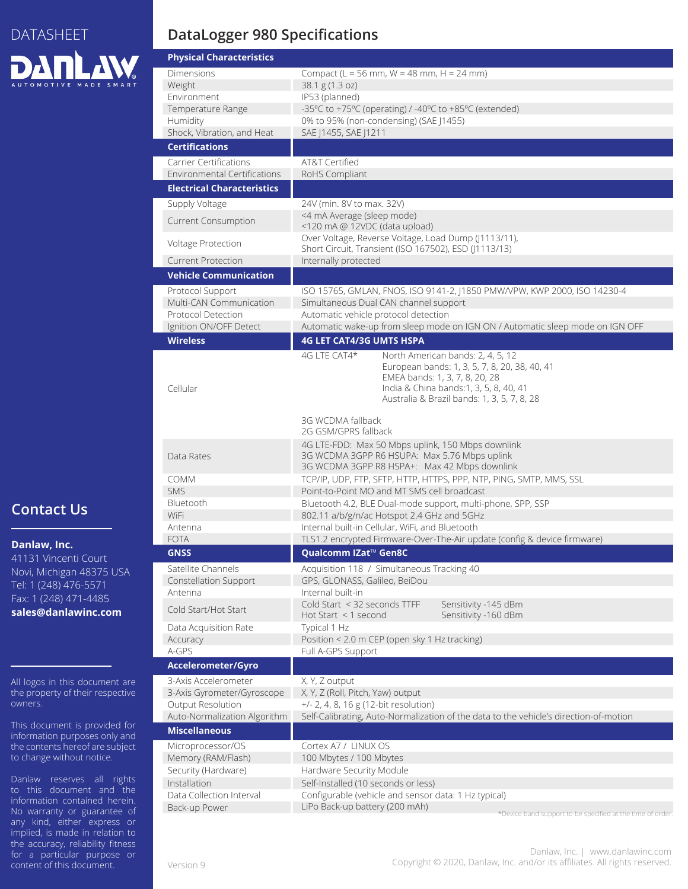DATASHEET

DANLAW
AUTOMOTIVE MADE SMART

# DataLogger 980 Specifications

| Physical Characteristics | |
|---|---|
| Dimensions | Compact (L = 56 mm, W = 48 mm, H = 24 mm) |
| Weight | 38.1 g (1.3 oz) |
| Environment | IP53 (planned) |
| Temperature Range | -35°C to +75°C (operating) / -40°C to +85°C (extended) |
| Humidity | 0% to 95% (non-condensing) (SAE J1455) |
| Shock, Vibration, and Heat | SAE J1455, SAE J1211 |
| **Certifications** | |
| Carrier Certifications | AT&T Certified |
| Environmental Certifications | RoHS Compliant |
| **Electrical Characteristics** | |
| Supply Voltage | 24V (min. 8V to max. 32V) |
| Current Consumption | <4 mA Average (sleep mode)<br><120 mA @ 12VDC (data upload) |
| Voltage Protection | Over Voltage, Reverse Voltage, Load Dump (J1113/11), Short Circuit, Transient (ISO 167502), ESD (J1113/13) |
| Current Protection | Internally protected |
| **Vehicle Communication** | |
| Protocol Support | ISO 15765, GMLAN, FNOS, ISO 9141-2, J1850 PMW/VPW, KWP 2000, ISO 14230-4 |
| Multi-CAN Communication | Simultaneous Dual CAN channel support |
| Protocol Detection | Automatic vehicle protocol detection |
| Ignition ON/OFF Detect | Automatic wake-up from sleep mode on IGN ON / Automatic sleep mode on IGN OFF |
| **Wireless** | **4G LET CAT4/3G UMTS HSPA** |
| Cellular | 4G LTE CAT4* North American bands: 2, 4, 5, 12<br>European bands: 1, 3, 5, 7, 8, 20, 38, 40, 41<br>EMEA bands: 1, 3, 7, 8, 20, 28<br>India & China bands:1, 3, 5, 8, 40, 41<br>Australia & Brazil bands: 1, 3, 5, 7, 8, 28<br><br>3G WCDMA fallback<br>2G GSM/GPRS fallback |
| Data Rates | 4G LTE-FDD: Max 50 Mbps uplink, 150 Mbps downlink<br>3G WCDMA 3GPP R6 HSUPA: Max 5.76 Mbps uplink<br>3G WCDMA 3GPP R8 HSPA+: Max 42 Mbps downlink |
| COMM | TCP/IP, UDP, FTP, SFTP, HTTP, HTTPS, PPP, NTP, PING, SMTP, MMS, SSL |
| SMS | Point-to-Point MO and MT SMS cell broadcast |
| Bluetooth | Bluetooth 4.2, BLE Dual-mode support, multi-phone, SPP, SSP |
| WiFi | 802.11 a/b/g/n/ac Hotspot 2.4 GHz and 5GHz |
| Antenna | Internal built-in Cellular, WiFi, and Bluetooth |
| FOTA | TLS1.2 encrypted Firmware-Over-The-Air update (config & device firmware) |
| **GNSS** | **Qualcomm IZat™ Gen8C** |
| Satellite Channels | Acquisition 118 / Simultaneous Tracking 40 |
| Constellation Support | GPS, GLONASS, Galileo, BeiDou |
| Antenna | Internal built-in |
| Cold Start/Hot Start | Cold Start < 32 seconds TTFF Sensitivity -145 dBm<br>Hot Start < 1 second Sensitivity -160 dBm |
| Data Acquisition Rate | Typical 1 Hz |
| Accuracy | Position < 2.0 m CEP (open sky 1 Hz tracking) |
| A-GPS | Full A-GPS Support |
| **Accelerometer/Gyro** | |
| 3-Axis Accelerometer | X, Y, Z output |
| 3-Axis Gyrometer/Gyroscope | X, Y, Z (Roll, Pitch, Yaw) output |
| Output Resolution | +/- 2, 4, 8, 16 g (12-bit resolution) |
| Auto-Normalization Algorithm | Self-Calibrating, Auto-Normalization of the data to the vehicle's direction-of-motion |
| **Miscellaneous** | |
| Microprocessor/OS | Cortex A7 / LINUX OS |
| Memory (RAM/Flash) | 100 Mbytes / 100 Mbytes |
| Security (Hardware) | Hardware Security Module |
| Installation | Self-Installed (10 seconds or less) |
| Data Collection Interval | Configurable (vehicle and sensor data: 1 Hz typical) |
| Back-up Power | LiPo Back-up battery (200 mAh) |

*Device band support to be specified at the time of order.

## Contact Us

**Danlaw, Inc.**
41131 Vincenti Court
Novi, Michigan 48375 USA
Tel: 1 (248) 476-5571
Fax: 1 (248) 471-4485
**sales@danlawinc.com**

All logos in this document are the property of their respective owners.

This document is provided for information purposes only and the contents hereof are subject to change without notice.

Danlaw reserves all rights to this document and the information contained herein. No warranty or guarantee of any kind, either express or implied, is made in relation to the accuracy, reliability fitness for a particular purpose or content of this document.

Version 9

Danlaw, Inc. | www.danlawinc.com
Copyright © 2020, Danlaw, Inc. and/or its affiliates. All rights reserved.